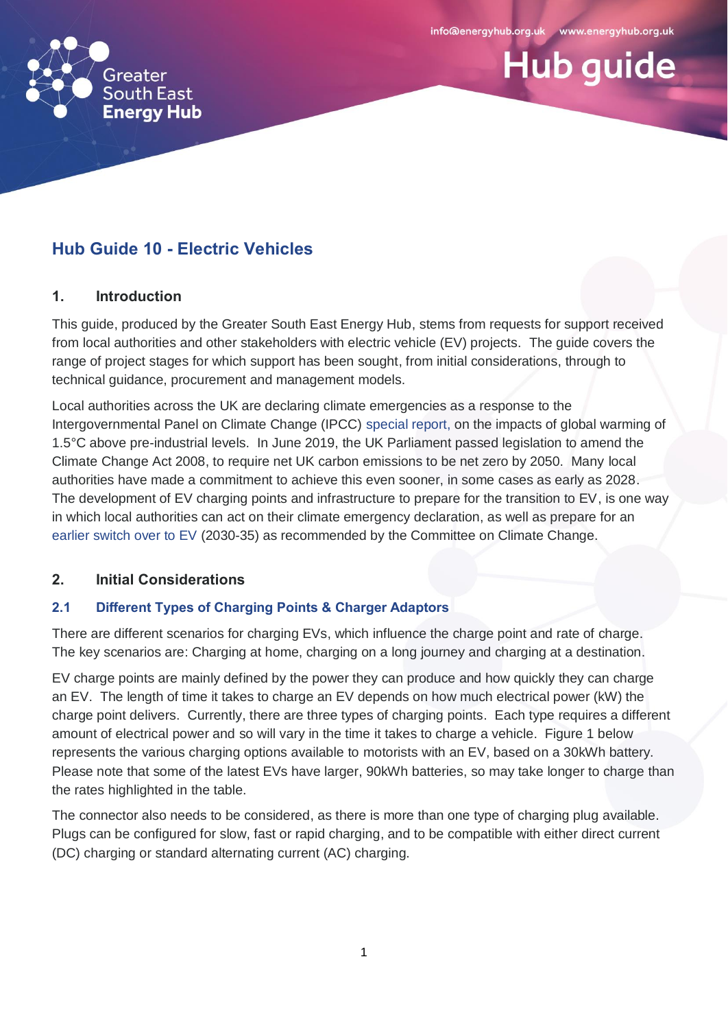# Hub Guide 10 - Electric Vehicles

## 1. Introduction

This guide, produced by the Greater South East Energy Hub, stems from requests for support received from local authorities and other stakeholders with electric vehicle (EV) projects. The guide covers the range of project stages for which support has been sought, from initial considerations, through to technical guidance, procurement and management models.

Local authorities across the UK are declaring climate emergencies as a response to the Intergovernmental Panel on Climate Change (IPCC) special report, on the impacts of global warming of 1.5°C above pre-industrial levels. In June 2019, the UK Parliament passed legislation to amend the Climate Change Act 2008, to require net UK carbon emissions to be net zero by 2050. Many local authorities have made a commitment to achieve this even sooner, in some cases as early as 2028. The development of EV charging points and infrastructure to prepare for the transition to EV, is one way in which local authorities can act on their climate emergency declaration, as well as prepare for an earlier switch over to EV (2030-35) as recommended by the Committee on Climate Change.

## 2. Initial Considerations

### 2.1 Different Types of Charging Points & Charger Adaptors

There are different scenarios for charging EVs, which influence the charge point and rate of charge. The key scenarios are: Charging at home, charging on a long journey and charging at a destination.

EV charge points are mainly defined by the power they can produce and how quickly they can charge an EV. The length of time it takes to charge an EV depends on how much electrical power (kW) the charge point delivers. Currently, there are three types of charging points. Each type requires a different amount of electrical power and so will vary in the time it takes to charge a vehicle. Figure 1 below represents the various charging options available to motorists with an EV, based on a 30kWh battery. Please note that some of the latest EVs have larger, 90kWh batteries, so may take longer to charge than the rates highlighted in the table.

The connector also needs to be considered, as there is more than one type of charging plug available. Plugs can be configured for slow, fast or rapid charging, and to be compatible with either direct current (DC) charging or standard alternating current (AC) charging.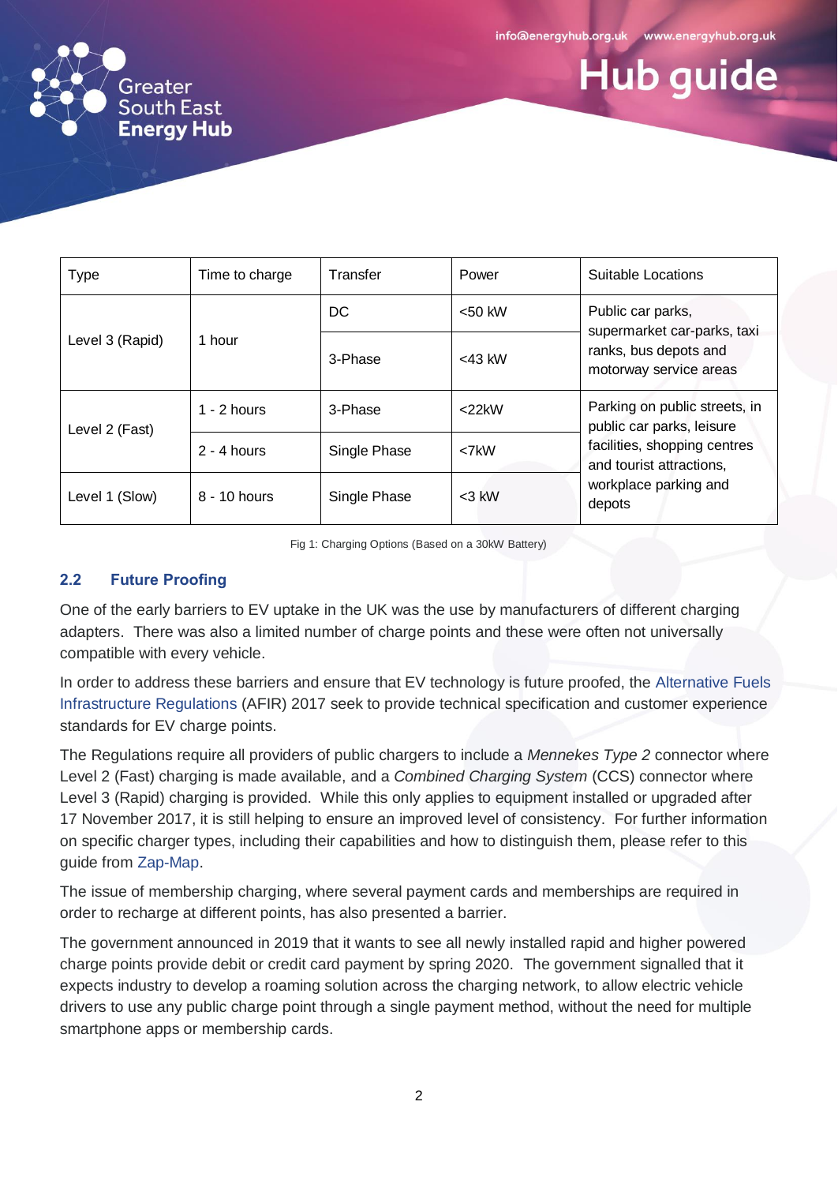| Type | Time to charge | Transfer | Power | Suitable Locations |
|---|---|---|---|---|
| Level 3 (Rapid) | 1 hour | DC | <50 kW | Public car parks, supermarket car-parks, taxi ranks, bus depots and motorway service areas |
| | | 3-Phase | <43 kW | |
| Level 2 (Fast) | 1 - 2 hours | 3-Phase | <22kW | Parking on public streets, in public car parks, leisure facilities, shopping centres and tourist attractions, workplace parking and depots |
| | 2 - 4 hours | Single Phase | <7kW | |
| Level 1 (Slow) | 8 - 10 hours | Single Phase | <3 kW | |

Fig 1: Charging Options (Based on a 30kW Battery)

## 2.2 Future Proofing

One of the early barriers to EV uptake in the UK was the use by manufacturers of different charging adapters. There was also a limited number of charge points and these were often not universally compatible with every vehicle.

In order to address these barriers and ensure that EV technology is future proofed, the Alternative Fuels Infrastructure Regulations (AFIR) 2017 seek to provide technical specification and customer experience standards for EV charge points.

The Regulations require all providers of public chargers to include a *Mennekes Type 2* connector where Level 2 (Fast) charging is made available, and a *Combined Charging System* (CCS) connector where Level 3 (Rapid) charging is provided. While this only applies to equipment installed or upgraded after 17 November 2017, it is still helping to ensure an improved level of consistency. For further information on specific charger types, including their capabilities and how to distinguish them, please refer to this guide from Zap-Map.

The issue of membership charging, where several payment cards and memberships are required in order to recharge at different points, has also presented a barrier.

The government announced in 2019 that it wants to see all newly installed rapid and higher powered charge points provide debit or credit card payment by spring 2020. The government signalled that it expects industry to develop a roaming solution across the charging network, to allow electric vehicle drivers to use any public charge point through a single payment method, without the need for multiple smartphone apps or membership cards.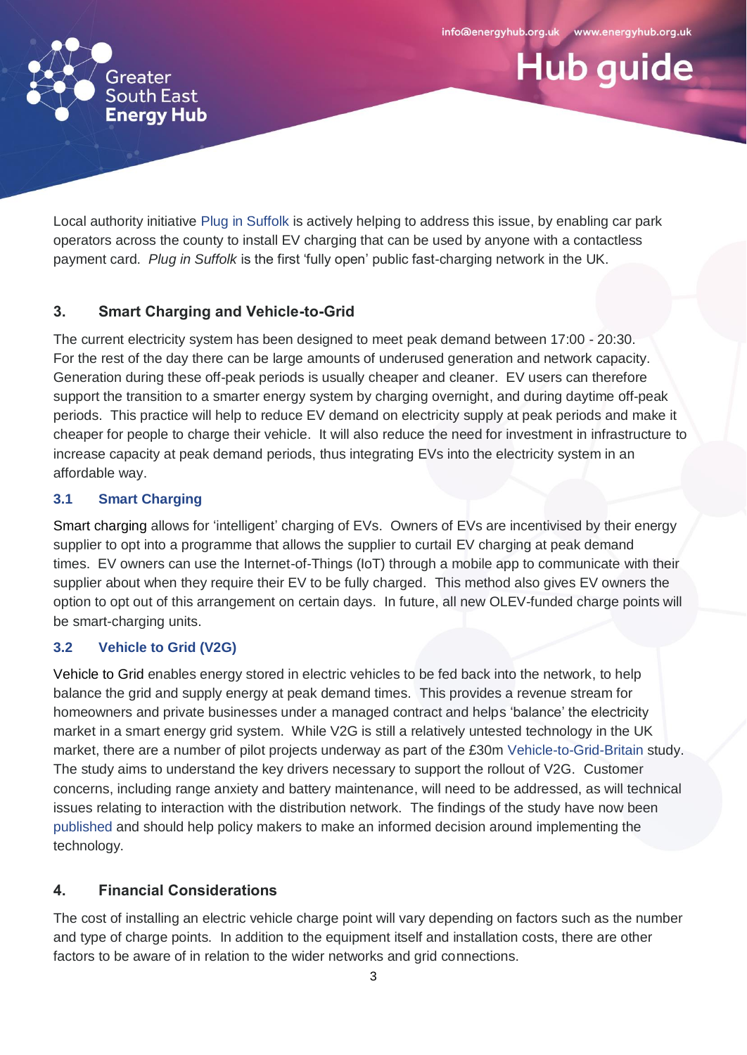Local authority initiative Plug in Suffolk is actively helping to address this issue, by enabling car park operators across the county to install EV charging that can be used by anyone with a contactless payment card. *Plug in Suffolk* is the first ‘fully open’ public fast-charging network in the UK.

## 3. Smart Charging and Vehicle-to-Grid

The current electricity system has been designed to meet peak demand between 17:00 - 20:30. For the rest of the day there can be large amounts of underused generation and network capacity. Generation during these off-peak periods is usually cheaper and cleaner. EV users can therefore support the transition to a smarter energy system by charging overnight, and during daytime off-peak periods. This practice will help to reduce EV demand on electricity supply at peak periods and make it cheaper for people to charge their vehicle. It will also reduce the need for investment in infrastructure to increase capacity at peak demand periods, thus integrating EVs into the electricity system in an affordable way.

### 3.1 Smart Charging

Smart charging allows for ‘intelligent’ charging of EVs. Owners of EVs are incentivised by their energy supplier to opt into a programme that allows the supplier to curtail EV charging at peak demand times. EV owners can use the Internet-of-Things (IoT) through a mobile app to communicate with their supplier about when they require their EV to be fully charged. This method also gives EV owners the option to opt out of this arrangement on certain days. In future, all new OLEV-funded charge points will be smart-charging units.

### 3.2 Vehicle to Grid (V2G)

Vehicle to Grid enables energy stored in electric vehicles to be fed back into the network, to help balance the grid and supply energy at peak demand times. This provides a revenue stream for homeowners and private businesses under a managed contract and helps ‘balance’ the electricity market in a smart energy grid system. While V2G is still a relatively untested technology in the UK market, there are a number of pilot projects underway as part of the £30m Vehicle-to-Grid-Britain study. The study aims to understand the key drivers necessary to support the rollout of V2G. Customer concerns, including range anxiety and battery maintenance, will need to be addressed, as will technical issues relating to interaction with the distribution network. The findings of the study have now been published and should help policy makers to make an informed decision around implementing the technology.

## 4. Financial Considerations

The cost of installing an electric vehicle charge point will vary depending on factors such as the number and type of charge points. In addition to the equipment itself and installation costs, there are other factors to be aware of in relation to the wider networks and grid connections.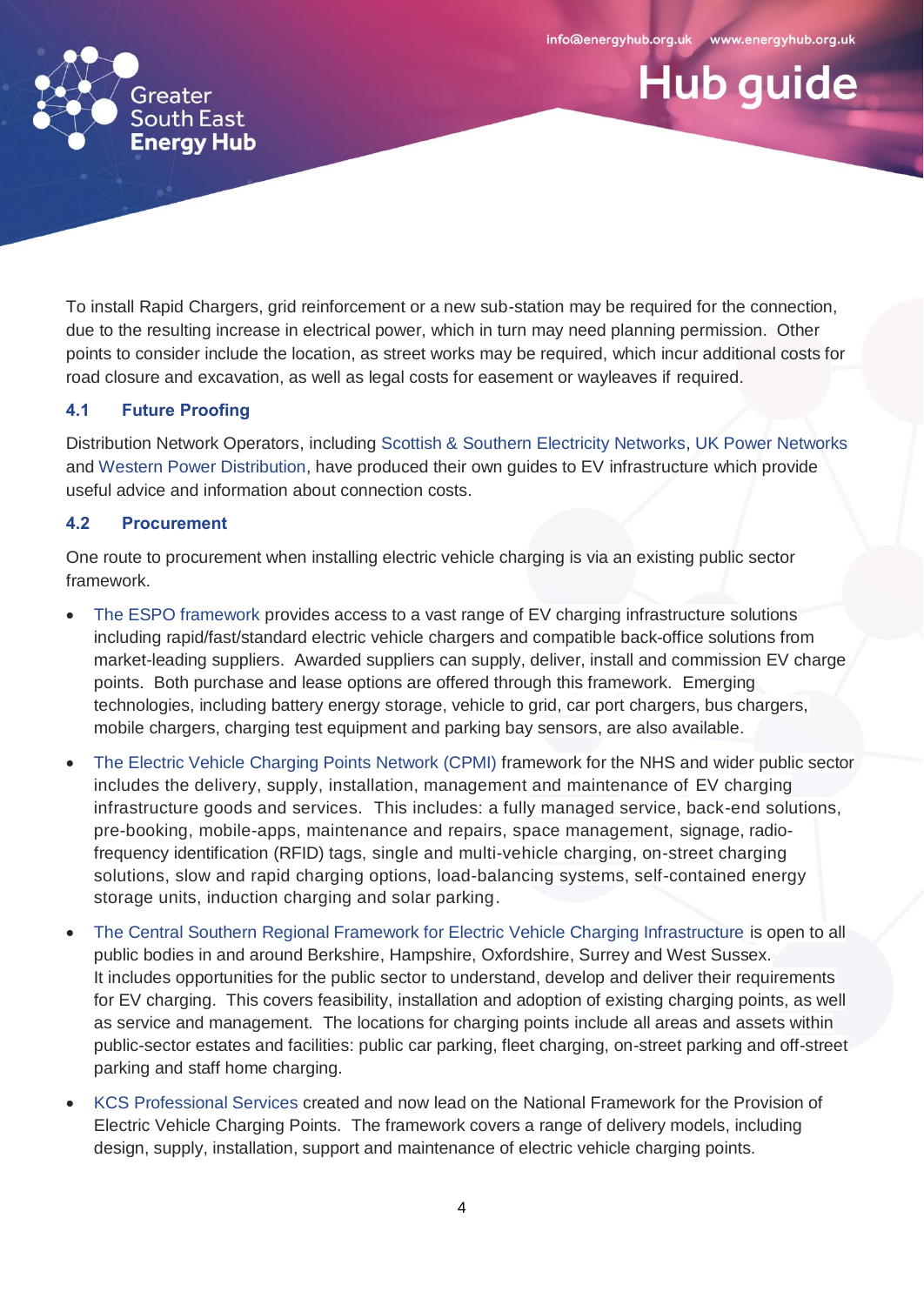To install Rapid Chargers, grid reinforcement or a new sub-station may be required for the connection, due to the resulting increase in electrical power, which in turn may need planning permission. Other points to consider include the location, as street works may be required, which incur additional costs for road closure and excavation, as well as legal costs for easement or wayleaves if required.

### 4.1 Future Proofing

Distribution Network Operators, including Scottish & Southern Electricity Networks, UK Power Networks and Western Power Distribution, have produced their own guides to EV infrastructure which provide useful advice and information about connection costs.

### 4.2 Procurement

One route to procurement when installing electric vehicle charging is via an existing public sector framework.

- The ESPO framework provides access to a vast range of EV charging infrastructure solutions including rapid/fast/standard electric vehicle chargers and compatible back-office solutions from market-leading suppliers. Awarded suppliers can supply, deliver, install and commission EV charge points. Both purchase and lease options are offered through this framework. Emerging technologies, including battery energy storage, vehicle to grid, car port chargers, bus chargers, mobile chargers, charging test equipment and parking bay sensors, are also available.
- The Electric Vehicle Charging Points Network (CPMI) framework for the NHS and wider public sector includes the delivery, supply, installation, management and maintenance of EV charging infrastructure goods and services. This includes: a fully managed service, back-end solutions, pre-booking, mobile-apps, maintenance and repairs, space management, signage, radio-frequency identification (RFID) tags, single and multi-vehicle charging, on-street charging solutions, slow and rapid charging options, load-balancing systems, self-contained energy storage units, induction charging and solar parking.
- The Central Southern Regional Framework for Electric Vehicle Charging Infrastructure is open to all public bodies in and around Berkshire, Hampshire, Oxfordshire, Surrey and West Sussex. It includes opportunities for the public sector to understand, develop and deliver their requirements for EV charging. This covers feasibility, installation and adoption of existing charging points, as well as service and management. The locations for charging points include all areas and assets within public-sector estates and facilities: public car parking, fleet charging, on-street parking and off-street parking and staff home charging.
- KCS Professional Services created and now lead on the National Framework for the Provision of Electric Vehicle Charging Points. The framework covers a range of delivery models, including design, supply, installation, support and maintenance of electric vehicle charging points.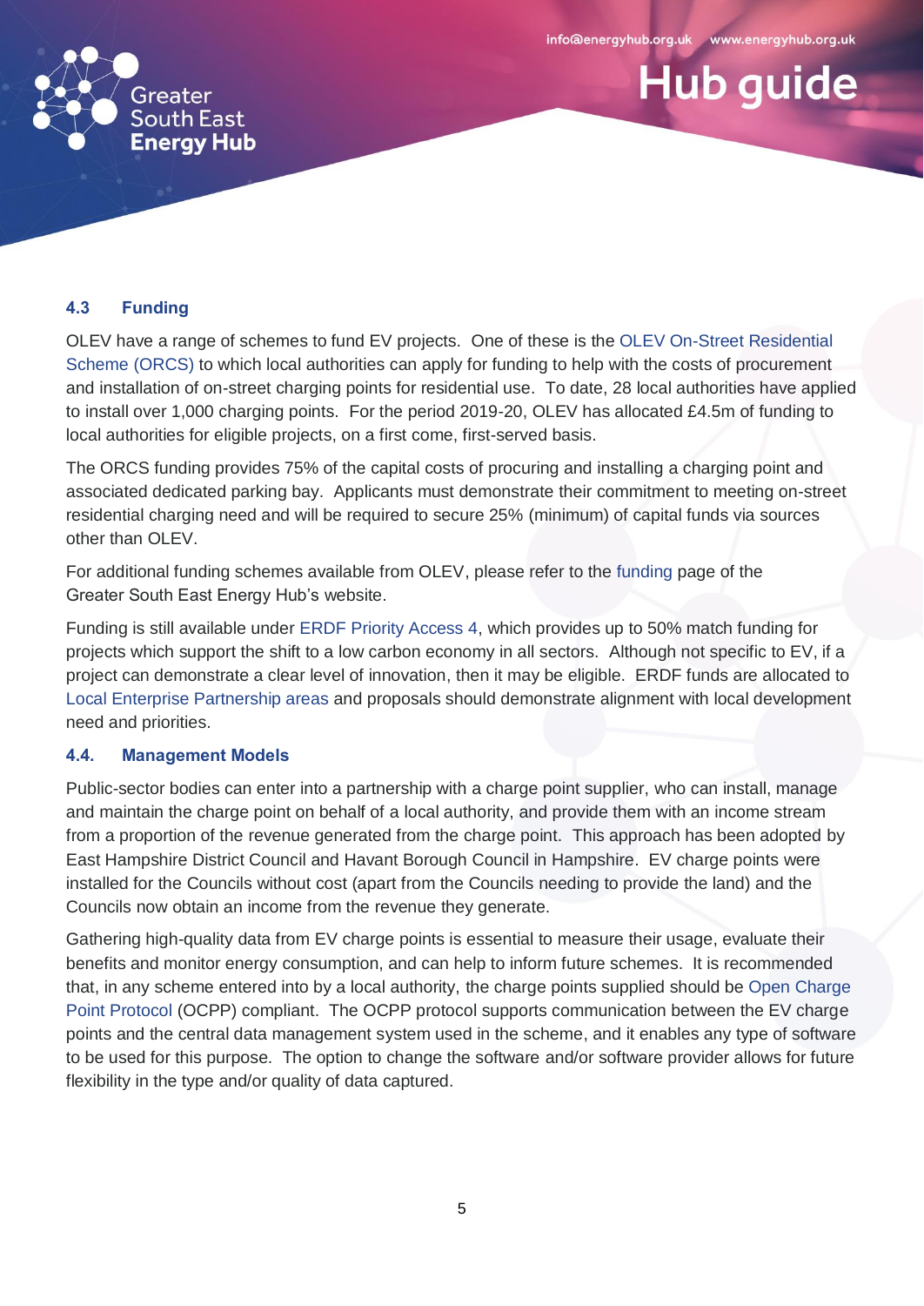### 4.3 Funding

OLEV have a range of schemes to fund EV projects. One of these is the OLEV On-Street Residential Scheme (ORCS) to which local authorities can apply for funding to help with the costs of procurement and installation of on-street charging points for residential use. To date, 28 local authorities have applied to install over 1,000 charging points. For the period 2019-20, OLEV has allocated £4.5m of funding to local authorities for eligible projects, on a first come, first-served basis.

The ORCS funding provides 75% of the capital costs of procuring and installing a charging point and associated dedicated parking bay. Applicants must demonstrate their commitment to meeting on-street residential charging need and will be required to secure 25% (minimum) of capital funds via sources other than OLEV.

For additional funding schemes available from OLEV, please refer to the funding page of the Greater South East Energy Hub's website.

Funding is still available under ERDF Priority Access 4, which provides up to 50% match funding for projects which support the shift to a low carbon economy in all sectors. Although not specific to EV, if a project can demonstrate a clear level of innovation, then it may be eligible. ERDF funds are allocated to Local Enterprise Partnership areas and proposals should demonstrate alignment with local development need and priorities.

### 4.4. Management Models

Public-sector bodies can enter into a partnership with a charge point supplier, who can install, manage and maintain the charge point on behalf of a local authority, and provide them with an income stream from a proportion of the revenue generated from the charge point. This approach has been adopted by East Hampshire District Council and Havant Borough Council in Hampshire. EV charge points were installed for the Councils without cost (apart from the Councils needing to provide the land) and the Councils now obtain an income from the revenue they generate.

Gathering high-quality data from EV charge points is essential to measure their usage, evaluate their benefits and monitor energy consumption, and can help to inform future schemes. It is recommended that, in any scheme entered into by a local authority, the charge points supplied should be Open Charge Point Protocol (OCPP) compliant. The OCPP protocol supports communication between the EV charge points and the central data management system used in the scheme, and it enables any type of software to be used for this purpose. The option to change the software and/or software provider allows for future flexibility in the type and/or quality of data captured.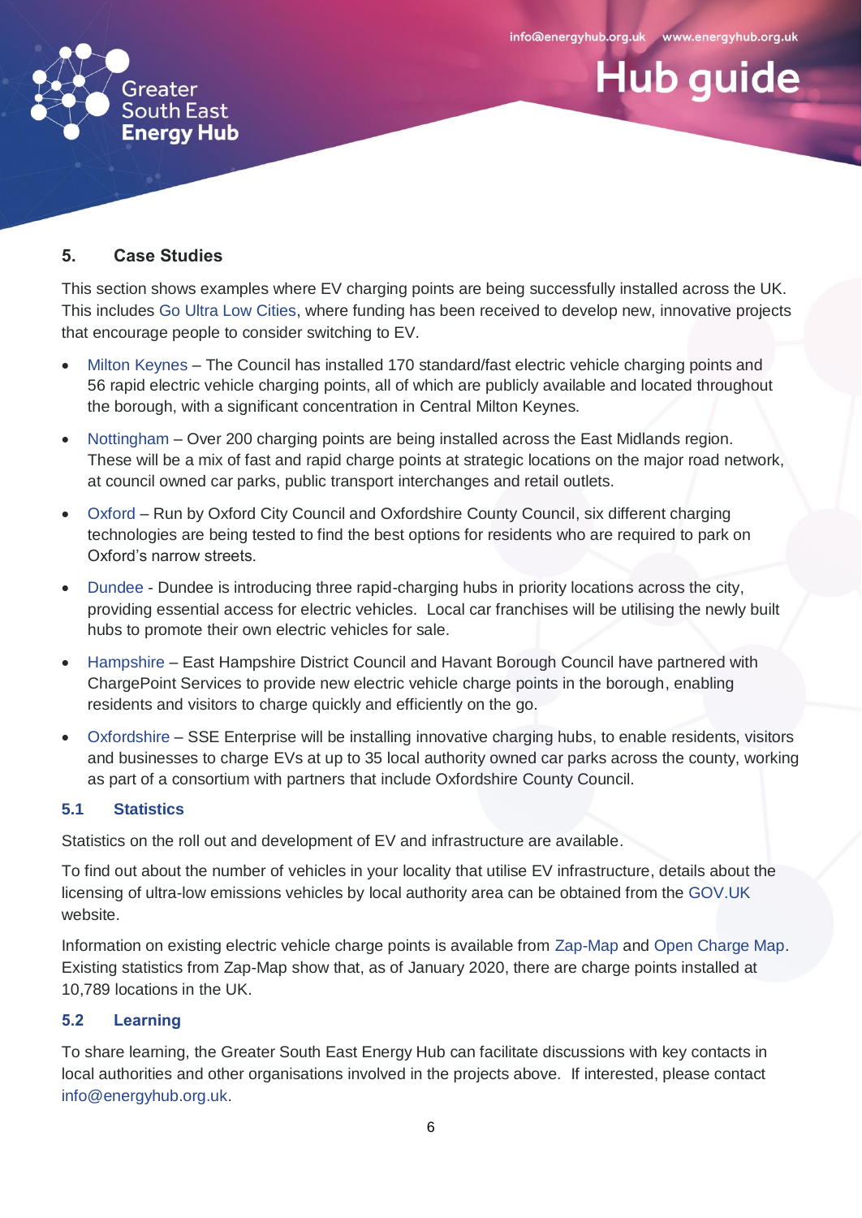## 5. Case Studies

This section shows examples where EV charging points are being successfully installed across the UK. This includes Go Ultra Low Cities, where funding has been received to develop new, innovative projects that encourage people to consider switching to EV.

- Milton Keynes – The Council has installed 170 standard/fast electric vehicle charging points and 56 rapid electric vehicle charging points, all of which are publicly available and located throughout the borough, with a significant concentration in Central Milton Keynes.
- Nottingham – Over 200 charging points are being installed across the East Midlands region. These will be a mix of fast and rapid charge points at strategic locations on the major road network, at council owned car parks, public transport interchanges and retail outlets.
- Oxford – Run by Oxford City Council and Oxfordshire County Council, six different charging technologies are being tested to find the best options for residents who are required to park on Oxford's narrow streets.
- Dundee - Dundee is introducing three rapid-charging hubs in priority locations across the city, providing essential access for electric vehicles. Local car franchises will be utilising the newly built hubs to promote their own electric vehicles for sale.
- Hampshire – East Hampshire District Council and Havant Borough Council have partnered with ChargePoint Services to provide new electric vehicle charge points in the borough, enabling residents and visitors to charge quickly and efficiently on the go.
- Oxfordshire – SSE Enterprise will be installing innovative charging hubs, to enable residents, visitors and businesses to charge EVs at up to 35 local authority owned car parks across the county, working as part of a consortium with partners that include Oxfordshire County Council.

### 5.1 Statistics

Statistics on the roll out and development of EV and infrastructure are available.

To find out about the number of vehicles in your locality that utilise EV infrastructure, details about the licensing of ultra-low emissions vehicles by local authority area can be obtained from the GOV.UK website.

Information on existing electric vehicle charge points is available from Zap-Map and Open Charge Map. Existing statistics from Zap-Map show that, as of January 2020, there are charge points installed at 10,789 locations in the UK.

### 5.2 Learning

To share learning, the Greater South East Energy Hub can facilitate discussions with key contacts in local authorities and other organisations involved in the projects above. If interested, please contact info@energyhub.org.uk.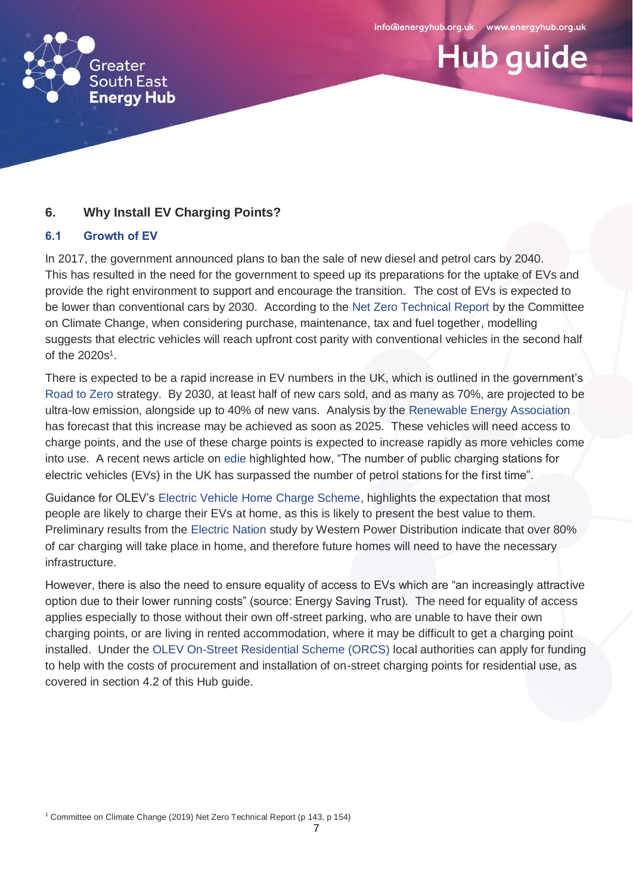## 6. Why Install EV Charging Points?

### 6.1 Growth of EV

In 2017, the government announced plans to ban the sale of new diesel and petrol cars by 2040. This has resulted in the need for the government to speed up its preparations for the uptake of EVs and provide the right environment to support and encourage the transition. The cost of EVs is expected to be lower than conventional cars by 2030. According to the Net Zero Technical Report by the Committee on Climate Change, when considering purchase, maintenance, tax and fuel together, modelling suggests that electric vehicles will reach upfront cost parity with conventional vehicles in the second half of the 2020s[1].

There is expected to be a rapid increase in EV numbers in the UK, which is outlined in the government's Road to Zero strategy. By 2030, at least half of new cars sold, and as many as 70%, are projected to be ultra-low emission, alongside up to 40% of new vans. Analysis by the Renewable Energy Association has forecast that this increase may be achieved as soon as 2025. These vehicles will need access to charge points, and the use of these charge points is expected to increase rapidly as more vehicles come into use. A recent news article on edie highlighted how, "The number of public charging stations for electric vehicles (EVs) in the UK has surpassed the number of petrol stations for the first time".

Guidance for OLEV's Electric Vehicle Home Charge Scheme, highlights the expectation that most people are likely to charge their EVs at home, as this is likely to present the best value to them. Preliminary results from the Electric Nation study by Western Power Distribution indicate that over 80% of car charging will take place in home, and therefore future homes will need to have the necessary infrastructure.

However, there is also the need to ensure equality of access to EVs which are "an increasingly attractive option due to their lower running costs" (source: Energy Saving Trust). The need for equality of access applies especially to those without their own off-street parking, who are unable to have their own charging points, or are living in rented accommodation, where it may be difficult to get a charging point installed. Under the OLEV On-Street Residential Scheme (ORCS) local authorities can apply for funding to help with the costs of procurement and installation of on-street charging points for residential use, as covered in section 4.2 of this Hub guide.

[1] Committee on Climate Change (2019) Net Zero Technical Report (p 143, p 154)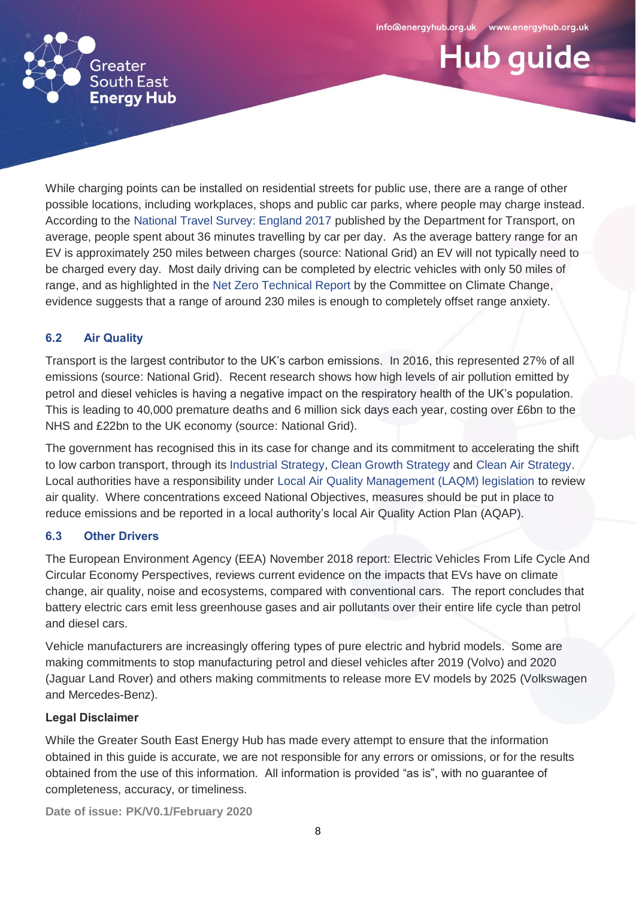While charging points can be installed on residential streets for public use, there are a range of other possible locations, including workplaces, shops and public car parks, where people may charge instead. According to the National Travel Survey: England 2017 published by the Department for Transport, on average, people spent about 36 minutes travelling by car per day. As the average battery range for an EV is approximately 250 miles between charges (source: National Grid) an EV will not typically need to be charged every day. Most daily driving can be completed by electric vehicles with only 50 miles of range, and as highlighted in the Net Zero Technical Report by the Committee on Climate Change, evidence suggests that a range of around 230 miles is enough to completely offset range anxiety.

### 6.2 Air Quality

Transport is the largest contributor to the UK's carbon emissions. In 2016, this represented 27% of all emissions (source: National Grid). Recent research shows how high levels of air pollution emitted by petrol and diesel vehicles is having a negative impact on the respiratory health of the UK's population. This is leading to 40,000 premature deaths and 6 million sick days each year, costing over £6bn to the NHS and £22bn to the UK economy (source: National Grid).

The government has recognised this in its case for change and its commitment to accelerating the shift to low carbon transport, through its Industrial Strategy, Clean Growth Strategy and Clean Air Strategy. Local authorities have a responsibility under Local Air Quality Management (LAQM) legislation to review air quality. Where concentrations exceed National Objectives, measures should be put in place to reduce emissions and be reported in a local authority's local Air Quality Action Plan (AQAP).

### 6.3 Other Drivers

The European Environment Agency (EEA) November 2018 report: Electric Vehicles From Life Cycle And Circular Economy Perspectives, reviews current evidence on the impacts that EVs have on climate change, air quality, noise and ecosystems, compared with conventional cars. The report concludes that battery electric cars emit less greenhouse gases and air pollutants over their entire life cycle than petrol and diesel cars.

Vehicle manufacturers are increasingly offering types of pure electric and hybrid models. Some are making commitments to stop manufacturing petrol and diesel vehicles after 2019 (Volvo) and 2020 (Jaguar Land Rover) and others making commitments to release more EV models by 2025 (Volkswagen and Mercedes-Benz).

**Legal Disclaimer**

While the Greater South East Energy Hub has made every attempt to ensure that the information obtained in this guide is accurate, we are not responsible for any errors or omissions, or for the results obtained from the use of this information. All information is provided "as is", with no guarantee of completeness, accuracy, or timeliness.

**Date of issue: PK/V0.1/February 2020**